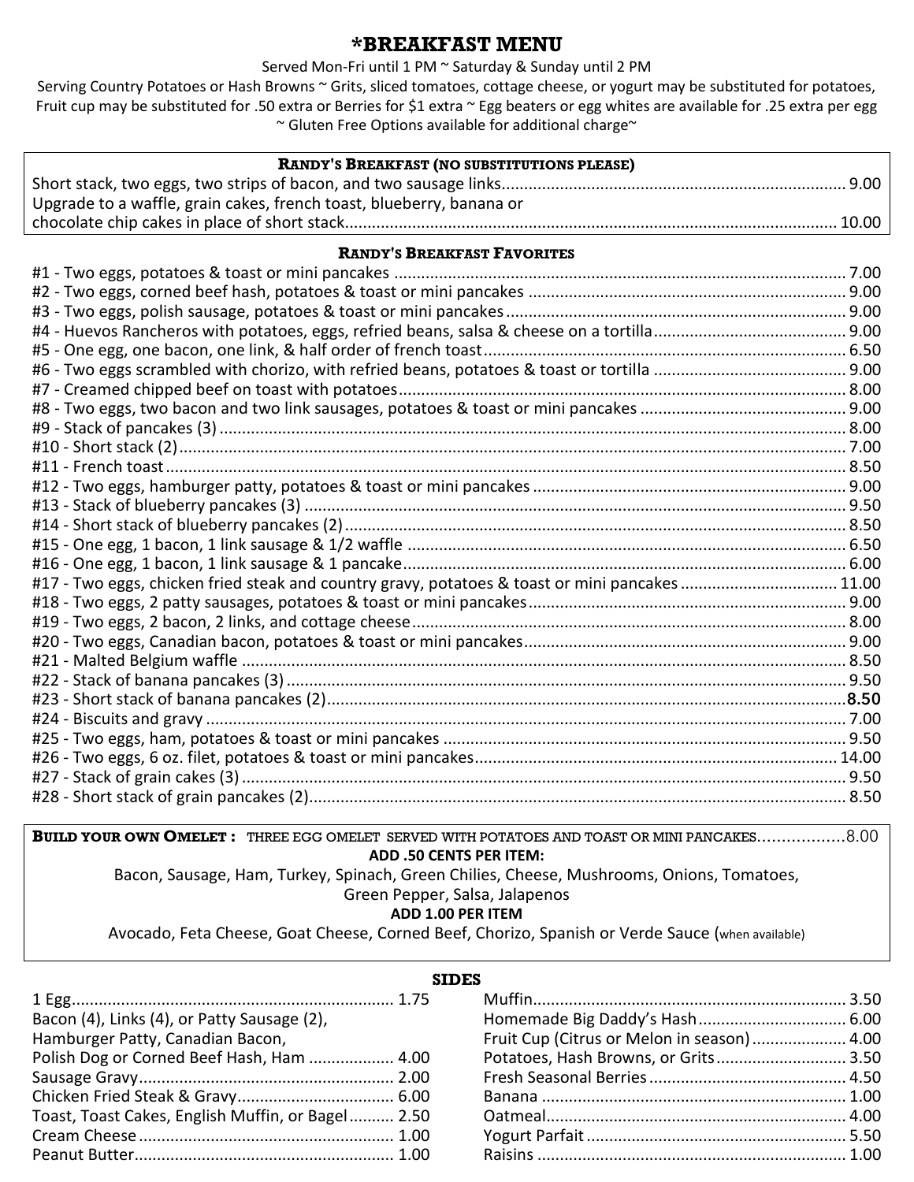# *BREAKFAST MENU

Served Mon-Fri until 1 PM ~ Saturday & Sunday until 2 PM

Serving Country Potatoes or Hash Browns ~ Grits, sliced tomatoes, cottage cheese, or yogurt may be substituted for potatoes, Fruit cup may be substituted for .50 extra or Berries for $1 extra ~ Egg beaters or egg whites are available for .25 extra per egg

~ Gluten Free Options available for additional charge~

## RANDY'S BREAKFAST (NO SUBSTITUTIONS PLEASE)

| Item | Price |
|---|---|
| Short stack, two eggs, two strips of bacon, and two sausage links | 9.00 |
| Upgrade to a waffle, grain cakes, french toast, blueberry, banana or chocolate chip cakes in place of short stack | 10.00 |

## RANDY'S BREAKFAST FAVORITES

| Item | Price |
|---|---|
| #1 - Two eggs, potatoes & toast or mini pancakes | 7.00 |
| #2 - Two eggs, corned beef hash, potatoes & toast or mini pancakes | 9.00 |
| #3 - Two eggs, polish sausage, potatoes & toast or mini pancakes | 9.00 |
| #4 - Huevos Rancheros with potatoes, eggs, refried beans, salsa & cheese on a tortilla | 9.00 |
| #5 - One egg, one bacon, one link, & half order of french toast | 6.50 |
| #6 - Two eggs scrambled with chorizo, with refried beans, potatoes & toast or tortilla | 9.00 |
| #7 - Creamed chipped beef on toast with potatoes | 8.00 |
| #8 - Two eggs, two bacon and two link sausages, potatoes & toast or mini pancakes | 9.00 |
| #9 - Stack of pancakes (3) | 8.00 |
| #10 - Short stack (2) | 7.00 |
| #11 - French toast | 8.50 |
| #12 - Two eggs, hamburger patty, potatoes & toast or mini pancakes | 9.00 |
| #13 - Stack of blueberry pancakes (3) | 9.50 |
| #14 - Short stack of blueberry pancakes (2) | 8.50 |
| #15 - One egg, 1 bacon, 1 link sausage & 1/2 waffle | 6.50 |
| #16 - One egg, 1 bacon, 1 link sausage & 1 pancake | 6.00 |
| #17 - Two eggs, chicken fried steak and country gravy, potatoes & toast or mini pancakes | 11.00 |
| #18 - Two eggs, 2 patty sausages, potatoes & toast or mini pancakes | 9.00 |
| #19 - Two eggs, 2 bacon, 2 links, and cottage cheese | 8.00 |
| #20 - Two eggs, Canadian bacon, potatoes & toast or mini pancakes | 9.00 |
| #21 - Malted Belgium waffle | 8.50 |
| #22 - Stack of banana pancakes (3) | 9.50 |
| #23 - Short stack of banana pancakes (2) | **8.50** |
| #24 - Biscuits and gravy | 7.00 |
| #25 - Two eggs, ham, potatoes & toast or mini pancakes | 9.50 |
| #26 - Two eggs, 6 oz. filet, potatoes & toast or mini pancakes | 14.00 |
| #27 - Stack of grain cakes (3) | 9.50 |
| #28 - Short stack of grain pancakes (2) | 8.50 |

**BUILD YOUR OWN OMELET :** THREE EGG OMELET SERVED WITH POTATOES AND TOAST OR MINI PANCAKES.................8.00

**ADD .50 CENTS PER ITEM:**

Bacon, Sausage, Ham, Turkey, Spinach, Green Chilies, Cheese, Mushrooms, Onions, Tomatoes, Green Pepper, Salsa, Jalapenos

**ADD 1.00 PER ITEM**

Avocado, Feta Cheese, Goat Cheese, Corned Beef, Chorizo, Spanish or Verde Sauce (when available)

## SIDES

| Item | Price |
|---|---|
| 1 Egg | 1.75 |
| Bacon (4), Links (4), or Patty Sausage (2), Hamburger Patty, Canadian Bacon, Polish Dog or Corned Beef Hash, Ham | 4.00 |
| Sausage Gravy | 2.00 |
| Chicken Fried Steak & Gravy | 6.00 |
| Toast, Toast Cakes, English Muffin, or Bagel | 2.50 |
| Cream Cheese | 1.00 |
| Peanut Butter | 1.00 |
| Muffin | 3.50 |
| Homemade Big Daddy's Hash | 6.00 |
| Fruit Cup (Citrus or Melon in season) | 4.00 |
| Potatoes, Hash Browns, or Grits | 3.50 |
| Fresh Seasonal Berries | 4.50 |
| Banana | 1.00 |
| Oatmeal | 4.00 |
| Yogurt Parfait | 5.50 |
| Raisins | 1.00 |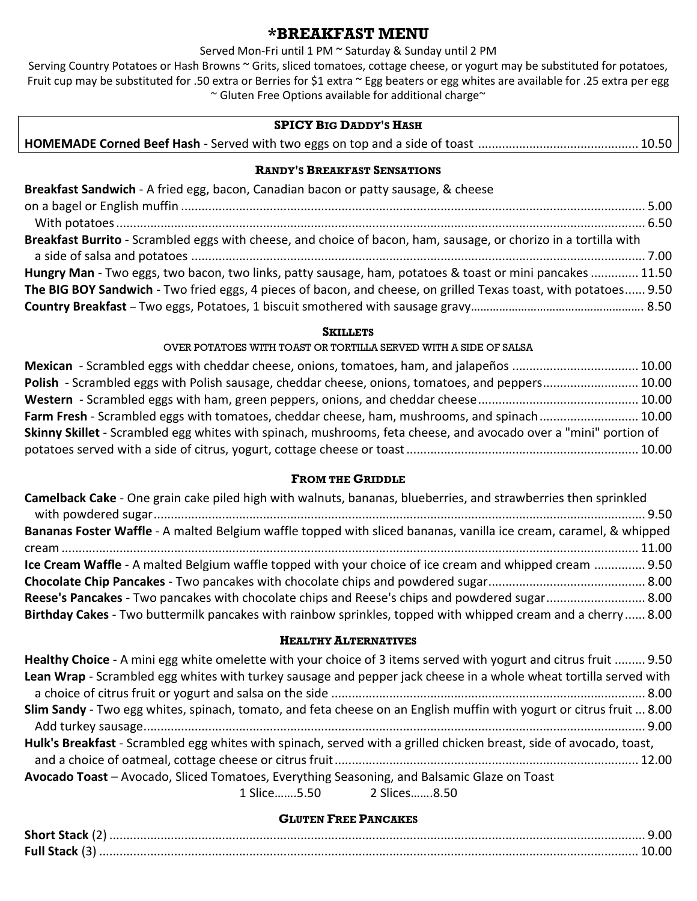# *BREAKFAST MENU

Served Mon-Fri until 1 PM ~ Saturday & Sunday until 2 PM

Serving Country Potatoes or Hash Browns ~ Grits, sliced tomatoes, cottage cheese, or yogurt may be substituted for potatoes, Fruit cup may be substituted for .50 extra or Berries for $1 extra ~ Egg beaters or egg whites are available for .25 extra per egg ~ Gluten Free Options available for additional charge~

## SPICY BIG DADDY'S HASH

**HOMEMADE Corned Beef Hash** - Served with two eggs on top and a side of toast ... 10.50

## RANDY'S BREAKFAST SENSATIONS

**Breakfast Sandwich** - A fried egg, bacon, Canadian bacon or patty sausage, & cheese on a bagel or English muffin ... 5.00

With potatoes ... 6.50

**Breakfast Burrito** - Scrambled eggs with cheese, and choice of bacon, ham, sausage, or chorizo in a tortilla with a side of salsa and potatoes ... 7.00

**Hungry Man** - Two eggs, two bacon, two links, patty sausage, ham, potatoes & toast or mini pancakes ... 11.50

**The BIG BOY Sandwich** - Two fried eggs, 4 pieces of bacon, and cheese, on grilled Texas toast, with potatoes ... 9.50

**Country Breakfast** – Two eggs, Potatoes, 1 biscuit smothered with sausage gravy ... 8.50

## SKILLETS

OVER POTATOES WITH TOAST OR TORTILLA SERVED WITH A SIDE OF SALSA

**Mexican** - Scrambled eggs with cheddar cheese, onions, tomatoes, ham, and jalapeños ... 10.00

**Polish** - Scrambled eggs with Polish sausage, cheddar cheese, onions, tomatoes, and peppers ... 10.00

**Western** - Scrambled eggs with ham, green peppers, onions, and cheddar cheese ... 10.00

**Farm Fresh** - Scrambled eggs with tomatoes, cheddar cheese, ham, mushrooms, and spinach ... 10.00

**Skinny Skillet** - Scrambled egg whites with spinach, mushrooms, feta cheese, and avocado over a "mini" portion of potatoes served with a side of citrus, yogurt, cottage cheese or toast ... 10.00

## FROM THE GRIDDLE

**Camelback Cake** - One grain cake piled high with walnuts, bananas, blueberries, and strawberries then sprinkled with powdered sugar ... 9.50

**Bananas Foster Waffle** - A malted Belgium waffle topped with sliced bananas, vanilla ice cream, caramel, & whipped cream ... 11.00

**Ice Cream Waffle** - A malted Belgium waffle topped with your choice of ice cream and whipped cream ... 9.50

**Chocolate Chip Pancakes** - Two pancakes with chocolate chips and powdered sugar ... 8.00

**Reese's Pancakes** - Two pancakes with chocolate chips and Reese's chips and powdered sugar ... 8.00

**Birthday Cakes** - Two buttermilk pancakes with rainbow sprinkles, topped with whipped cream and a cherry ... 8.00

## HEALTHY ALTERNATIVES

**Healthy Choice** - A mini egg white omelette with your choice of 3 items served with yogurt and citrus fruit ... 9.50

**Lean Wrap** - Scrambled egg whites with turkey sausage and pepper jack cheese in a whole wheat tortilla served with a choice of citrus fruit or yogurt and salsa on the side ... 8.00

**Slim Sandy** - Two egg whites, spinach, tomato, and feta cheese on an English muffin with yogurt or citrus fruit ... 8.00

Add turkey sausage ... 9.00

**Hulk's Breakfast** - Scrambled egg whites with spinach, served with a grilled chicken breast, side of avocado, toast, and a choice of oatmeal, cottage cheese or citrus fruit ... 12.00

**Avocado Toast** – Avocado, Sliced Tomatoes, Everything Seasoning, and Balsamic Glaze on Toast

1 Slice.......5.50 2 Slices.......8.50

## GLUTEN FREE PANCAKES

**Short Stack** (2) ... 9.00

**Full Stack** (3) ... 10.00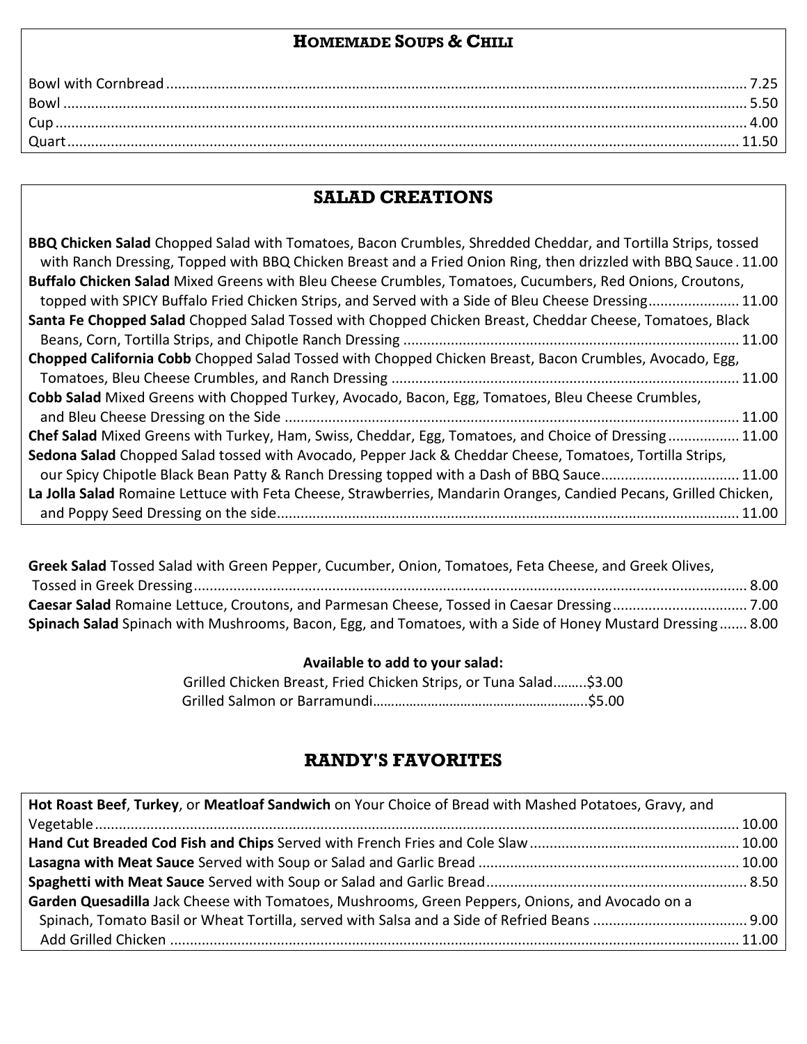## HOMEMADE SOUPS & CHILI

| Item | Price |
|---|---|
| Bowl with Cornbread | 7.25 |
| Bowl | 5.50 |
| Cup | 4.00 |
| Quart | 11.50 |

## SALAD CREATIONS

**BBQ Chicken Salad** Chopped Salad with Tomatoes, Bacon Crumbles, Shredded Cheddar, and Tortilla Strips, tossed with Ranch Dressing, Topped with BBQ Chicken Breast and a Fried Onion Ring, then drizzled with BBQ Sauce . 11.00

**Buffalo Chicken Salad** Mixed Greens with Bleu Cheese Crumbles, Tomatoes, Cucumbers, Red Onions, Croutons, topped with SPICY Buffalo Fried Chicken Strips, and Served with a Side of Bleu Cheese Dressing ....................... 11.00

**Santa Fe Chopped Salad** Chopped Salad Tossed with Chopped Chicken Breast, Cheddar Cheese, Tomatoes, Black Beans, Corn, Tortilla Strips, and Chipotle Ranch Dressing .................... 11.00

**Chopped California Cobb** Chopped Salad Tossed with Chopped Chicken Breast, Bacon Crumbles, Avocado, Egg, Tomatoes, Bleu Cheese Crumbles, and Ranch Dressing .................... 11.00

**Cobb Salad** Mixed Greens with Chopped Turkey, Avocado, Bacon, Egg, Tomatoes, Bleu Cheese Crumbles, and Bleu Cheese Dressing on the Side .................... 11.00

**Chef Salad** Mixed Greens with Turkey, Ham, Swiss, Cheddar, Egg, Tomatoes, and Choice of Dressing .................. 11.00

**Sedona Salad** Chopped Salad tossed with Avocado, Pepper Jack & Cheddar Cheese, Tomatoes, Tortilla Strips, our Spicy Chipotle Black Bean Patty & Ranch Dressing topped with a Dash of BBQ Sauce .................. 11.00

**La Jolla Salad** Romaine Lettuce with Feta Cheese, Strawberries, Mandarin Oranges, Candied Pecans, Grilled Chicken, and Poppy Seed Dressing on the side .................... 11.00

**Greek Salad** Tossed Salad with Green Pepper, Cucumber, Onion, Tomatoes, Feta Cheese, and Greek Olives, Tossed in Greek Dressing .................... 8.00

**Caesar Salad** Romaine Lettuce, Croutons, and Parmesan Cheese, Tossed in Caesar Dressing .................. 7.00

**Spinach Salad** Spinach with Mushrooms, Bacon, Egg, and Tomatoes, with a Side of Honey Mustard Dressing ....... 8.00

**Available to add to your salad:**

Grilled Chicken Breast, Fried Chicken Strips, or Tuna Salad.........$3.00

Grilled Salmon or Barramundi.........$5.00

## RANDY'S FAVORITES

**Hot Roast Beef**, **Turkey**, or **Meatloaf Sandwich** on Your Choice of Bread with Mashed Potatoes, Gravy, and Vegetable .................... 10.00

**Hand Cut Breaded Cod Fish and Chips** Served with French Fries and Cole Slaw .................... 10.00

**Lasagna with Meat Sauce** Served with Soup or Salad and Garlic Bread .................... 10.00

**Spaghetti with Meat Sauce** Served with Soup or Salad and Garlic Bread .................... 8.50

**Garden Quesadilla** Jack Cheese with Tomatoes, Mushrooms, Green Peppers, Onions, and Avocado on a Spinach, Tomato Basil or Wheat Tortilla, served with Salsa and a Side of Refried Beans .................... 9.00

Add Grilled Chicken .................... 11.00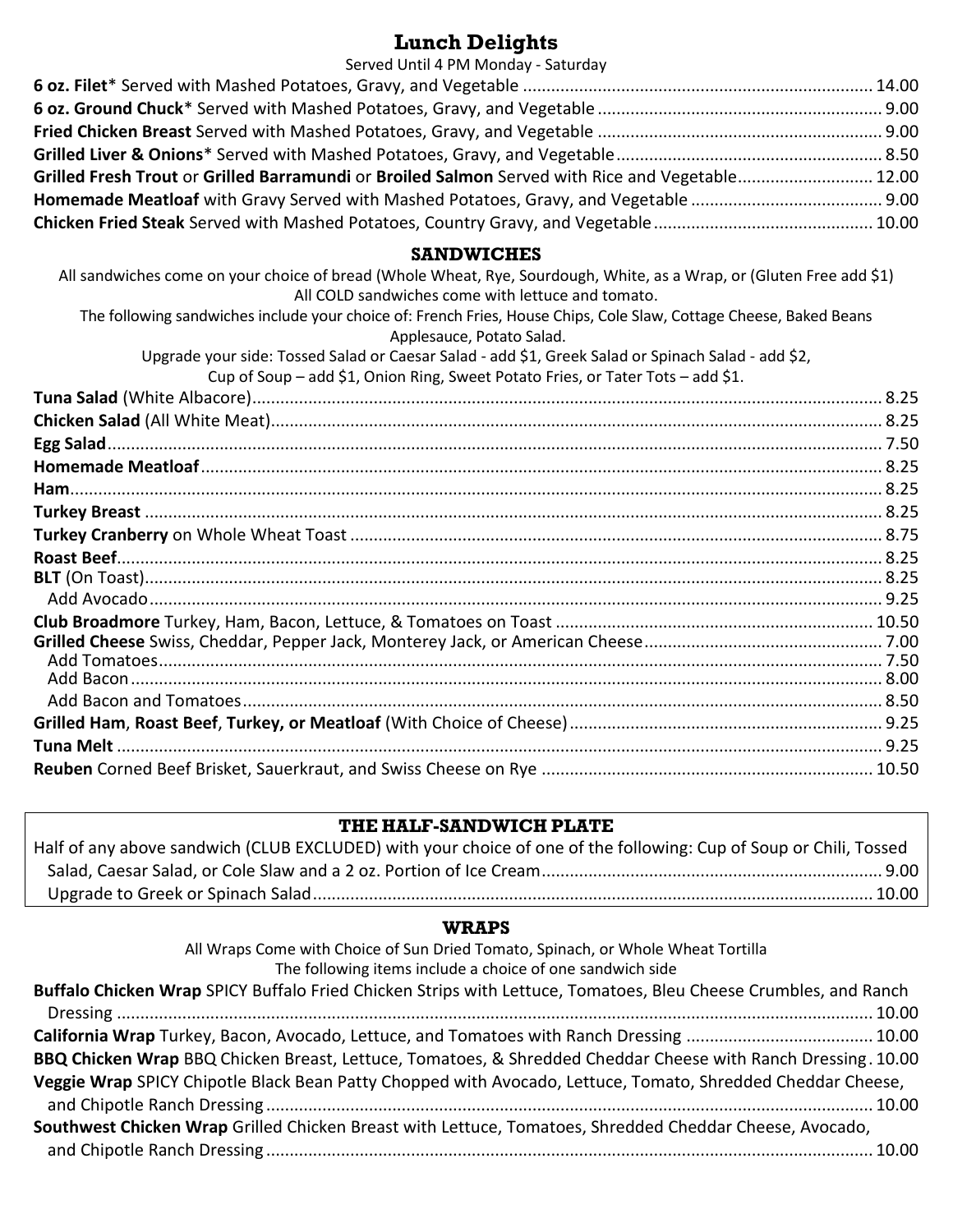## Lunch Delights

Served Until 4 PM Monday - Saturday

**6 oz. Filet*** Served with Mashed Potatoes, Gravy, and Vegetable .......... 14.00
**6 oz. Ground Chuck*** Served with Mashed Potatoes, Gravy, and Vegetable .......... 9.00
**Fried Chicken Breast** Served with Mashed Potatoes, Gravy, and Vegetable .......... 9.00
**Grilled Liver & Onions*** Served with Mashed Potatoes, Gravy, and Vegetable .......... 8.50
**Grilled Fresh Trout** or **Grilled Barramundi** or **Broiled Salmon** Served with Rice and Vegetable.......... 12.00
**Homemade Meatloaf** with Gravy Served with Mashed Potatoes, Gravy, and Vegetable .......... 9.00
**Chicken Fried Steak** Served with Mashed Potatoes, Country Gravy, and Vegetable .......... 10.00

### SANDWICHES

All sandwiches come on your choice of bread (Whole Wheat, Rye, Sourdough, White, as a Wrap, or (Gluten Free add $1)
All COLD sandwiches come with lettuce and tomato.
The following sandwiches include your choice of: French Fries, House Chips, Cole Slaw, Cottage Cheese, Baked Beans Applesauce, Potato Salad.
Upgrade your side: Tossed Salad or Caesar Salad - add $1, Greek Salad or Spinach Salad - add $2,
Cup of Soup – add $1, Onion Ring, Sweet Potato Fries, or Tater Tots – add $1.

**Tuna Salad** (White Albacore).......... 8.25
**Chicken Salad** (All White Meat).......... 8.25
**Egg Salad**.......... 7.50
**Homemade Meatloaf**.......... 8.25
**Ham**.......... 8.25
**Turkey Breast** .......... 8.25
**Turkey Cranberry** on Whole Wheat Toast .......... 8.75
**Roast Beef**.......... 8.25
**BLT** (On Toast).......... 8.25
Add Avocado.......... 9.25
**Club Broadmore** Turkey, Ham, Bacon, Lettuce, & Tomatoes on Toast .......... 10.50
**Grilled Cheese** Swiss, Cheddar, Pepper Jack, Monterey Jack, or American Cheese.......... 7.00
Add Tomatoes.......... 7.50
Add Bacon.......... 8.00
Add Bacon and Tomatoes.......... 8.50
**Grilled Ham**, **Roast Beef**, **Turkey, or Meatloaf** (With Choice of Cheese).......... 9.25
**Tuna Melt** .......... 9.25
**Reuben** Corned Beef Brisket, Sauerkraut, and Swiss Cheese on Rye .......... 10.50

### THE HALF-SANDWICH PLATE

Half of any above sandwich (CLUB EXCLUDED) with your choice of one of the following: Cup of Soup or Chili, Tossed Salad, Caesar Salad, or Cole Slaw and a 2 oz. Portion of Ice Cream.......... 9.00
Upgrade to Greek or Spinach Salad.......... 10.00

### WRAPS

All Wraps Come with Choice of Sun Dried Tomato, Spinach, or Whole Wheat Tortilla
The following items include a choice of one sandwich side

**Buffalo Chicken Wrap** SPICY Buffalo Fried Chicken Strips with Lettuce, Tomatoes, Bleu Cheese Crumbles, and Ranch Dressing .......... 10.00
**California Wrap** Turkey, Bacon, Avocado, Lettuce, and Tomatoes with Ranch Dressing .......... 10.00
**BBQ Chicken Wrap** BBQ Chicken Breast, Lettuce, Tomatoes, & Shredded Cheddar Cheese with Ranch Dressing. 10.00
**Veggie Wrap** SPICY Chipotle Black Bean Patty Chopped with Avocado, Lettuce, Tomato, Shredded Cheddar Cheese, and Chipotle Ranch Dressing .......... 10.00
**Southwest Chicken Wrap** Grilled Chicken Breast with Lettuce, Tomatoes, Shredded Cheddar Cheese, Avocado, and Chipotle Ranch Dressing .......... 10.00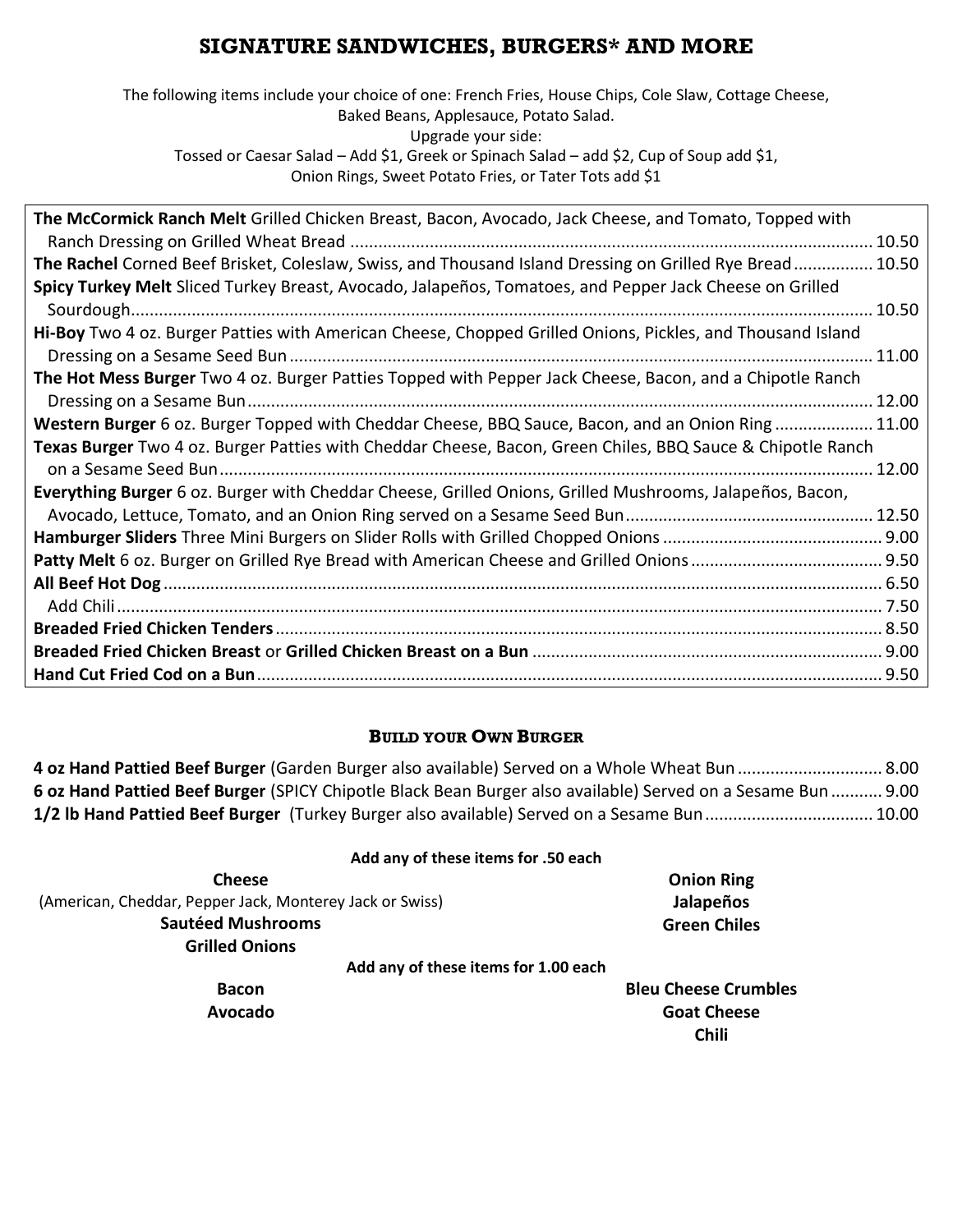# SIGNATURE SANDWICHES, BURGERS* AND MORE

The following items include your choice of one: French Fries, House Chips, Cole Slaw, Cottage Cheese, Baked Beans, Applesauce, Potato Salad.
Upgrade your side:
Tossed or Caesar Salad – Add $1, Greek or Spinach Salad – add $2, Cup of Soup add $1,
Onion Rings, Sweet Potato Fries, or Tater Tots add $1

**The McCormick Ranch Melt** Grilled Chicken Breast, Bacon, Avocado, Jack Cheese, and Tomato, Topped with Ranch Dressing on Grilled Wheat Bread ........ 10.50

**The Rachel** Corned Beef Brisket, Coleslaw, Swiss, and Thousand Island Dressing on Grilled Rye Bread ........ 10.50

**Spicy Turkey Melt** Sliced Turkey Breast, Avocado, Jalapeños, Tomatoes, and Pepper Jack Cheese on Grilled Sourdough ........ 10.50

**Hi-Boy** Two 4 oz. Burger Patties with American Cheese, Chopped Grilled Onions, Pickles, and Thousand Island Dressing on a Sesame Seed Bun ........ 11.00

**The Hot Mess Burger** Two 4 oz. Burger Patties Topped with Pepper Jack Cheese, Bacon, and a Chipotle Ranch Dressing on a Sesame Bun ........ 12.00

**Western Burger** 6 oz. Burger Topped with Cheddar Cheese, BBQ Sauce, Bacon, and an Onion Ring ........ 11.00

**Texas Burger** Two 4 oz. Burger Patties with Cheddar Cheese, Bacon, Green Chiles, BBQ Sauce & Chipotle Ranch on a Sesame Seed Bun ........ 12.00

**Everything Burger** 6 oz. Burger with Cheddar Cheese, Grilled Onions, Grilled Mushrooms, Jalapeños, Bacon, Avocado, Lettuce, Tomato, and an Onion Ring served on a Sesame Seed Bun ........ 12.50

**Hamburger Sliders** Three Mini Burgers on Slider Rolls with Grilled Chopped Onions ........ 9.00

**Patty Melt** 6 oz. Burger on Grilled Rye Bread with American Cheese and Grilled Onions ........ 9.50

**All Beef Hot Dog** ........ 6.50

Add Chili ........ 7.50

**Breaded Fried Chicken Tenders** ........ 8.50

**Breaded Fried Chicken Breast** or **Grilled Chicken Breast on a Bun** ........ 9.00

**Hand Cut Fried Cod on a Bun** ........ 9.50

## BUILD YOUR OWN BURGER

**4 oz Hand Pattied Beef Burger** (Garden Burger also available) Served on a Whole Wheat Bun ........ 8.00

**6 oz Hand Pattied Beef Burger** (SPICY Chipotle Black Bean Burger also available) Served on a Sesame Bun ........ 9.00

**1/2 lb Hand Pattied Beef Burger** (Turkey Burger also available) Served on a Sesame Bun ........ 10.00

**Add any of these items for .50 each**

**Cheese**
(American, Cheddar, Pepper Jack, Monterey Jack or Swiss)
**Sautéed Mushrooms**
**Grilled Onions**
**Onion Ring**
**Jalapeños**
**Green Chiles**

**Add any of these items for 1.00 each**

**Bacon**
**Avocado**
**Bleu Cheese Crumbles**
**Goat Cheese**
**Chili**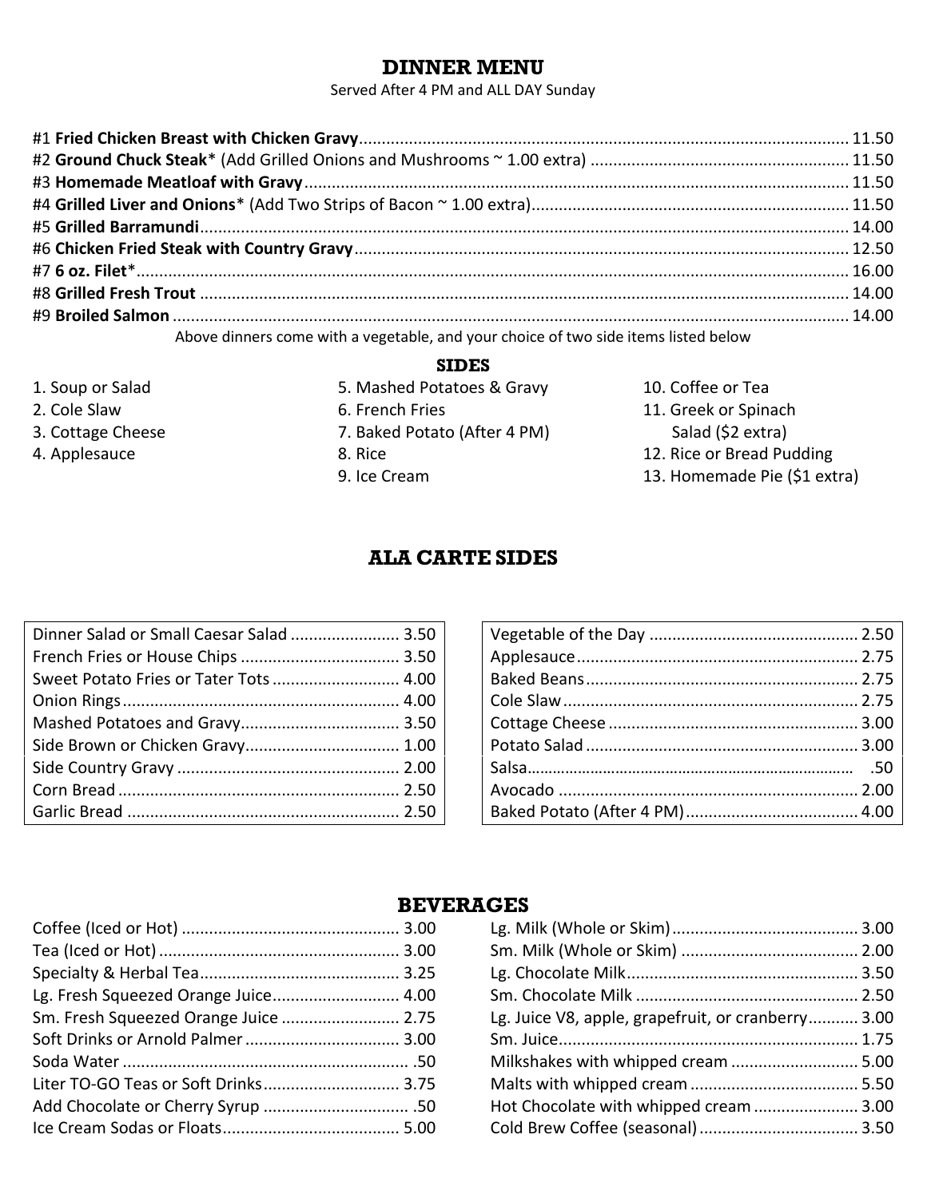# DINNER MENU

Served After 4 PM and ALL DAY Sunday

| Item | Price |
|---|---|
| #1 **Fried Chicken Breast with Chicken Gravy** | 11.50 |
| #2 **Ground Chuck Steak*** (Add Grilled Onions and Mushrooms ~ 1.00 extra) | 11.50 |
| #3 **Homemade Meatloaf with Gravy** | 11.50 |
| #4 **Grilled Liver and Onions*** (Add Two Strips of Bacon ~ 1.00 extra) | 11.50 |
| #5 **Grilled Barramundi** | 14.00 |
| #6 **Chicken Fried Steak with Country Gravy** | 12.50 |
| #7 **6 oz. Filet*** | 16.00 |
| #8 **Grilled Fresh Trout** | 14.00 |
| #9 **Broiled Salmon** | 14.00 |

Above dinners come with a vegetable, and your choice of two side items listed below

## SIDES

1. Soup or Salad
2. Cole Slaw
3. Cottage Cheese
4. Applesauce
5. Mashed Potatoes & Gravy
6. French Fries
7. Baked Potato (After 4 PM)
8. Rice
9. Ice Cream
10. Coffee or Tea
11. Greek or Spinach Salad ($2 extra)
12. Rice or Bread Pudding
13. Homemade Pie ($1 extra)

## ALA CARTE SIDES

| Item | Price |
|---|---|
| Dinner Salad or Small Caesar Salad | 3.50 |
| French Fries or House Chips | 3.50 |
| Sweet Potato Fries or Tater Tots | 4.00 |
| Onion Rings | 4.00 |
| Mashed Potatoes and Gravy | 3.50 |
| Side Brown or Chicken Gravy | 1.00 |
| Side Country Gravy | 2.00 |
| Corn Bread | 2.50 |
| Garlic Bread | 2.50 |
| Vegetable of the Day | 2.50 |
| Applesauce | 2.75 |
| Baked Beans | 2.75 |
| Cole Slaw | 2.75 |
| Cottage Cheese | 3.00 |
| Potato Salad | 3.00 |
| Salsa | .50 |
| Avocado | 2.00 |
| Baked Potato (After 4 PM) | 4.00 |

## BEVERAGES

| Item | Price |
|---|---|
| Coffee (Iced or Hot) | 3.00 |
| Tea (Iced or Hot) | 3.00 |
| Specialty & Herbal Tea | 3.25 |
| Lg. Fresh Squeezed Orange Juice | 4.00 |
| Sm. Fresh Squeezed Orange Juice | 2.75 |
| Soft Drinks or Arnold Palmer | 3.00 |
| Soda Water | .50 |
| Liter TO-GO Teas or Soft Drinks | 3.75 |
| Add Chocolate or Cherry Syrup | .50 |
| Ice Cream Sodas or Floats | 5.00 |
| Lg. Milk (Whole or Skim) | 3.00 |
| Sm. Milk (Whole or Skim) | 2.00 |
| Lg. Chocolate Milk | 3.50 |
| Sm. Chocolate Milk | 2.50 |
| Lg. Juice V8, apple, grapefruit, or cranberry | 3.00 |
| Sm. Juice | 1.75 |
| Milkshakes with whipped cream | 5.00 |
| Malts with whipped cream | 5.50 |
| Hot Chocolate with whipped cream | 3.00 |
| Cold Brew Coffee (seasonal) | 3.50 |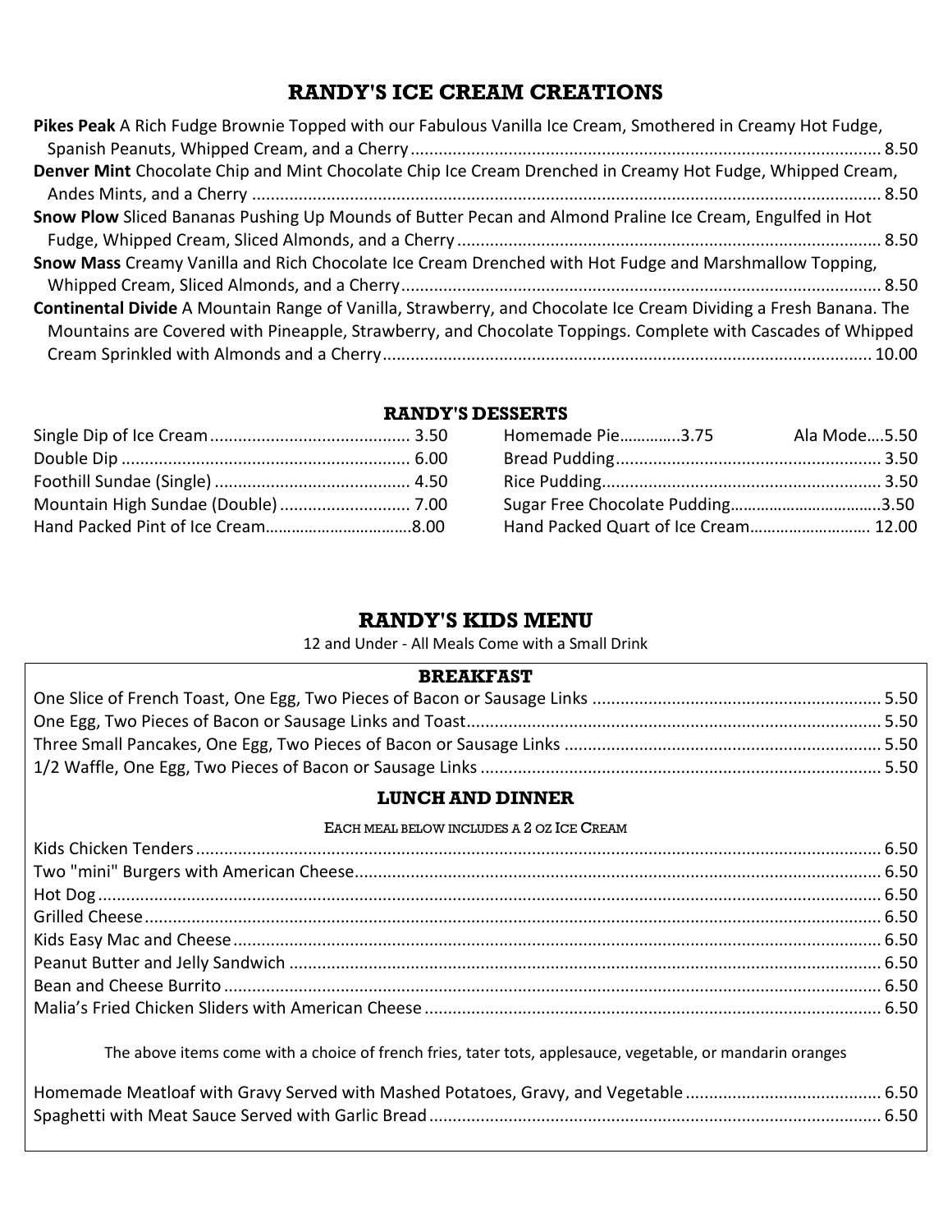# RANDY'S ICE CREAM CREATIONS

**Pikes Peak** A Rich Fudge Brownie Topped with our Fabulous Vanilla Ice Cream, Smothered in Creamy Hot Fudge, Spanish Peanuts, Whipped Cream, and a Cherry ........ 8.50

**Denver Mint** Chocolate Chip and Mint Chocolate Chip Ice Cream Drenched in Creamy Hot Fudge, Whipped Cream, Andes Mints, and a Cherry ........ 8.50

**Snow Plow** Sliced Bananas Pushing Up Mounds of Butter Pecan and Almond Praline Ice Cream, Engulfed in Hot Fudge, Whipped Cream, Sliced Almonds, and a Cherry ........ 8.50

**Snow Mass** Creamy Vanilla and Rich Chocolate Ice Cream Drenched with Hot Fudge and Marshmallow Topping, Whipped Cream, Sliced Almonds, and a Cherry ........ 8.50

**Continental Divide** A Mountain Range of Vanilla, Strawberry, and Chocolate Ice Cream Dividing a Fresh Banana. The Mountains are Covered with Pineapple, Strawberry, and Chocolate Toppings. Complete with Cascades of Whipped Cream Sprinkled with Almonds and a Cherry ........ 10.00

## RANDY'S DESSERTS

Single Dip of Ice Cream ........ 3.50
Double Dip ........ 6.00
Foothill Sundae (Single) ........ 4.50
Mountain High Sundae (Double) ........ 7.00
Hand Packed Pint of Ice Cream ........ 8.00

Homemade Pie ........ 3.75 Ala Mode ........ 5.50
Bread Pudding ........ 3.50
Rice Pudding ........ 3.50
Sugar Free Chocolate Pudding ........ 3.50
Hand Packed Quart of Ice Cream ........ 12.00

# RANDY'S KIDS MENU

12 and Under - All Meals Come with a Small Drink

## BREAKFAST

One Slice of French Toast, One Egg, Two Pieces of Bacon or Sausage Links ........ 5.50
One Egg, Two Pieces of Bacon or Sausage Links and Toast ........ 5.50
Three Small Pancakes, One Egg, Two Pieces of Bacon or Sausage Links ........ 5.50
1/2 Waffle, One Egg, Two Pieces of Bacon or Sausage Links ........ 5.50

## LUNCH AND DINNER

EACH MEAL BELOW INCLUDES A 2 OZ ICE CREAM

Kids Chicken Tenders ........ 6.50
Two "mini" Burgers with American Cheese ........ 6.50
Hot Dog ........ 6.50
Grilled Cheese ........ 6.50
Kids Easy Mac and Cheese ........ 6.50
Peanut Butter and Jelly Sandwich ........ 6.50
Bean and Cheese Burrito ........ 6.50
Malia's Fried Chicken Sliders with American Cheese ........ 6.50

The above items come with a choice of french fries, tater tots, applesauce, vegetable, or mandarin oranges

Homemade Meatloaf with Gravy Served with Mashed Potatoes, Gravy, and Vegetable ........ 6.50
Spaghetti with Meat Sauce Served with Garlic Bread ........ 6.50